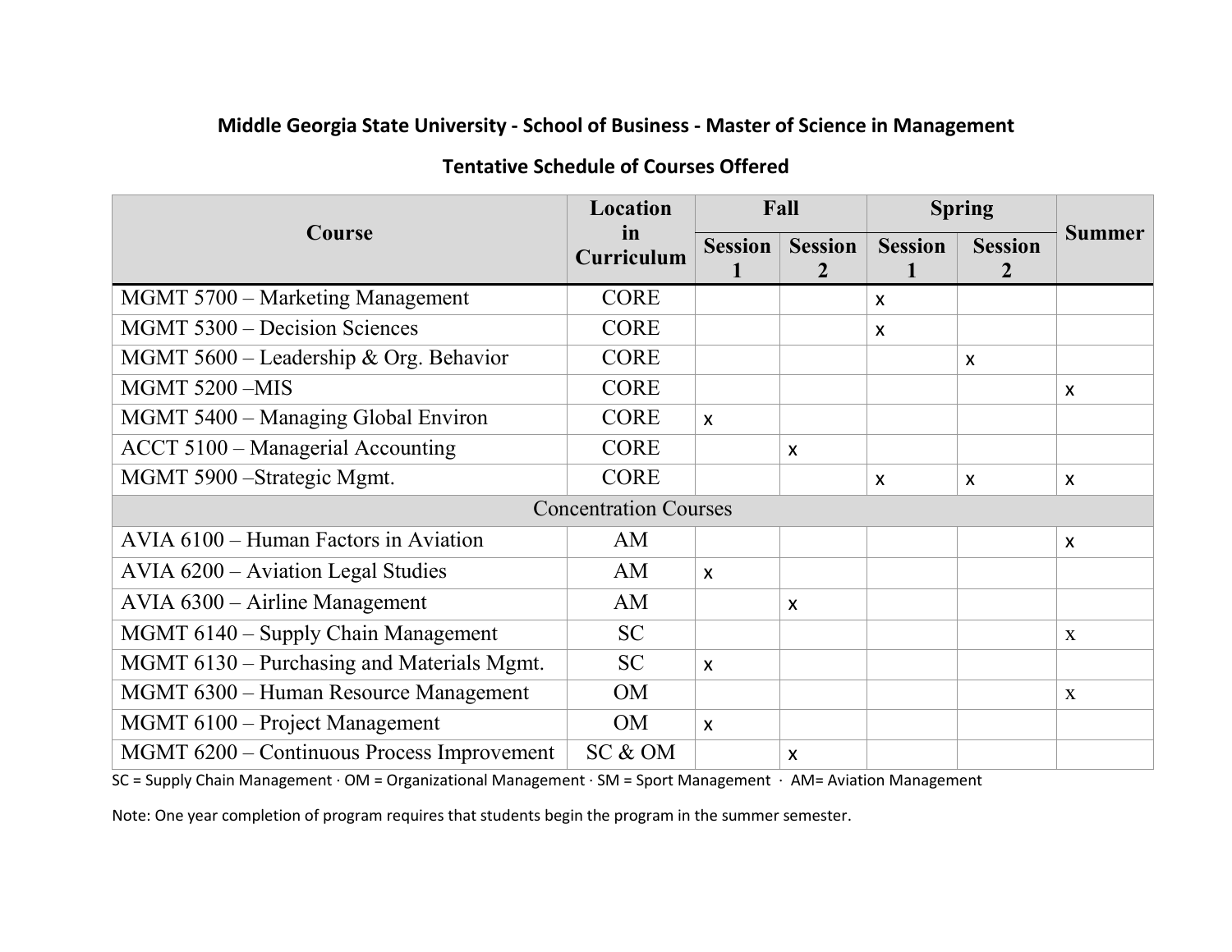**Middle Georgia State University - School of Business - Master of Science in Management**

**Tentative Schedule of Courses Offered**

| Course | Location in Curriculum | Fall | | Spring | | Summer |
|---|---|---|---|---|---|---|
| | | Session 1 | Session 2 | Session 1 | Session 2 | |
| MGMT 5700 – Marketing Management | CORE | | | x | | |
| MGMT 5300 – Decision Sciences | CORE | | | x | | |
| MGMT 5600 – Leadership & Org. Behavior | CORE | | | | x | |
| MGMT 5200 –MIS | CORE | | | | | x |
| MGMT 5400 – Managing Global Environ | CORE | x | | | | |
| ACCT 5100 – Managerial Accounting | CORE | | x | | | |
| MGMT 5900 –Strategic Mgmt. | CORE | | | x | x | x |
| Concentration Courses | | | | | | |
| AVIA 6100 – Human Factors in Aviation | AM | | | | | x |
| AVIA 6200 – Aviation Legal Studies | AM | x | | | | |
| AVIA 6300 – Airline Management | AM | | x | | | |
| MGMT 6140 – Supply Chain Management | SC | | | | | x |
| MGMT 6130 – Purchasing and Materials Mgmt. | SC | x | | | | |
| MGMT 6300 – Human Resource Management | OM | | | | | x |
| MGMT 6100 – Project Management | OM | x | | | | |
| MGMT 6200 – Continuous Process Improvement | SC & OM | | x | | | |

SC = Supply Chain Management · OM = Organizational Management · SM = Sport Management · AM= Aviation Management

Note: One year completion of program requires that students begin the program in the summer semester.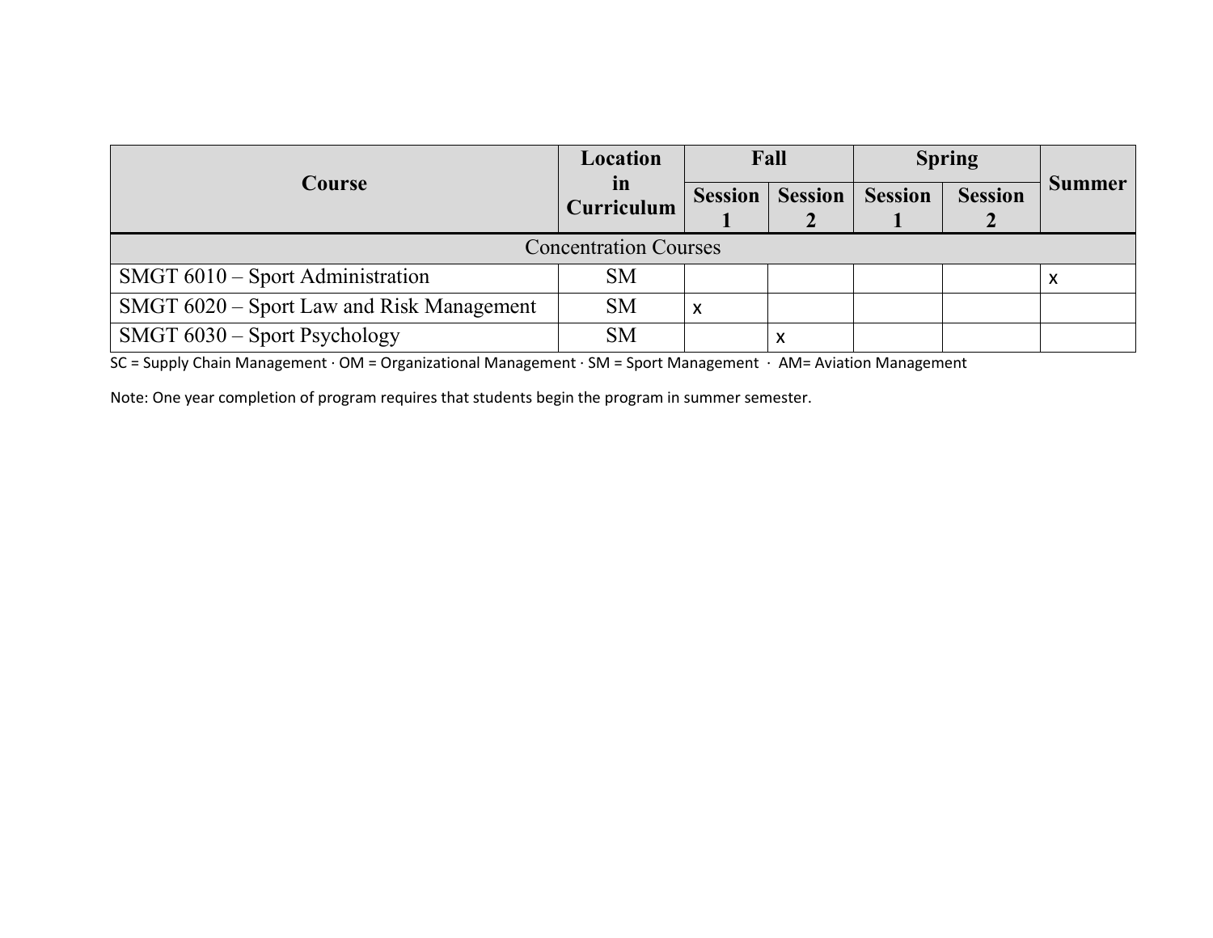| Course | Location in Curriculum | Fall | | Spring | | Summer |
|---|---|---|---|---|---|---|
| | | Session 1 | Session 2 | Session 1 | Session 2 | |
| Concentration Courses | | | | | | |
| SMGT 6010 – Sport Administration | SM | | | | | x |
| SMGT 6020 – Sport Law and Risk Management | SM | x | | | | |
| SMGT 6030 – Sport Psychology | SM | | x | | | |

SC = Supply Chain Management · OM = Organizational Management · SM = Sport Management · AM= Aviation Management

Note: One year completion of program requires that students begin the program in summer semester.